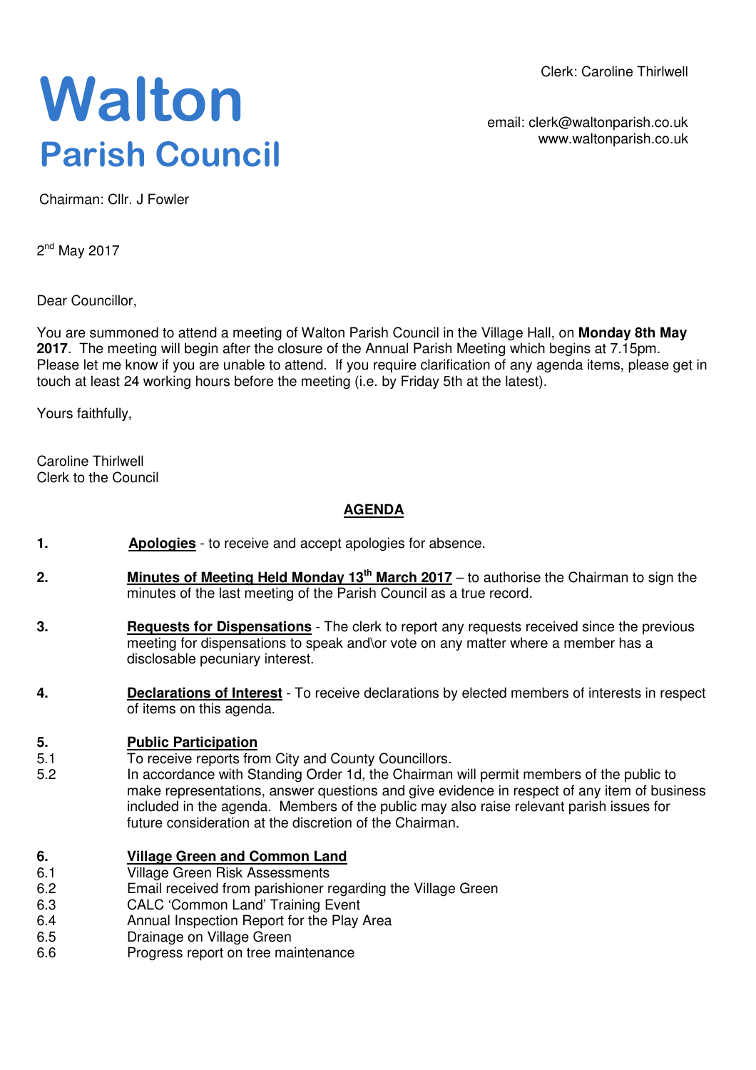# Walton
## Parish Council

Clerk: Caroline Thirlwell

email: clerk@waltonparish.co.uk
www.waltonparish.co.uk

Chairman: Cllr. J Fowler

2nd May 2017

Dear Councillor,

You are summoned to attend a meeting of Walton Parish Council in the Village Hall, on **Monday 8th May 2017**. The meeting will begin after the closure of the Annual Parish Meeting which begins at 7.15pm. Please let me know if you are unable to attend. If you require clarification of any agenda items, please get in touch at least 24 working hours before the meeting (i.e. by Friday 5th at the latest).

Yours faithfully,

Caroline Thirlwell
Clerk to the Council

## AGENDA

**1.** **Apologies** - to receive and accept apologies for absence.

**2.** **Minutes of Meeting Held Monday 13th March 2017** – to authorise the Chairman to sign the minutes of the last meeting of the Parish Council as a true record.

**3.** **Requests for Dispensations** - The clerk to report any requests received since the previous meeting for dispensations to speak and\or vote on any matter where a member has a disclosable pecuniary interest.

**4.** **Declarations of Interest** - To receive declarations by elected members of interests in respect of items on this agenda.

**5.** **Public Participation**

5.1 To receive reports from City and County Councillors.

5.2 In accordance with Standing Order 1d, the Chairman will permit members of the public to make representations, answer questions and give evidence in respect of any item of business included in the agenda. Members of the public may also raise relevant parish issues for future consideration at the discretion of the Chairman.

**6.** **Village Green and Common Land**

6.1 Village Green Risk Assessments

6.2 Email received from parishioner regarding the Village Green

6.3 CALC 'Common Land' Training Event

6.4 Annual Inspection Report for the Play Area

6.5 Drainage on Village Green

6.6 Progress report on tree maintenance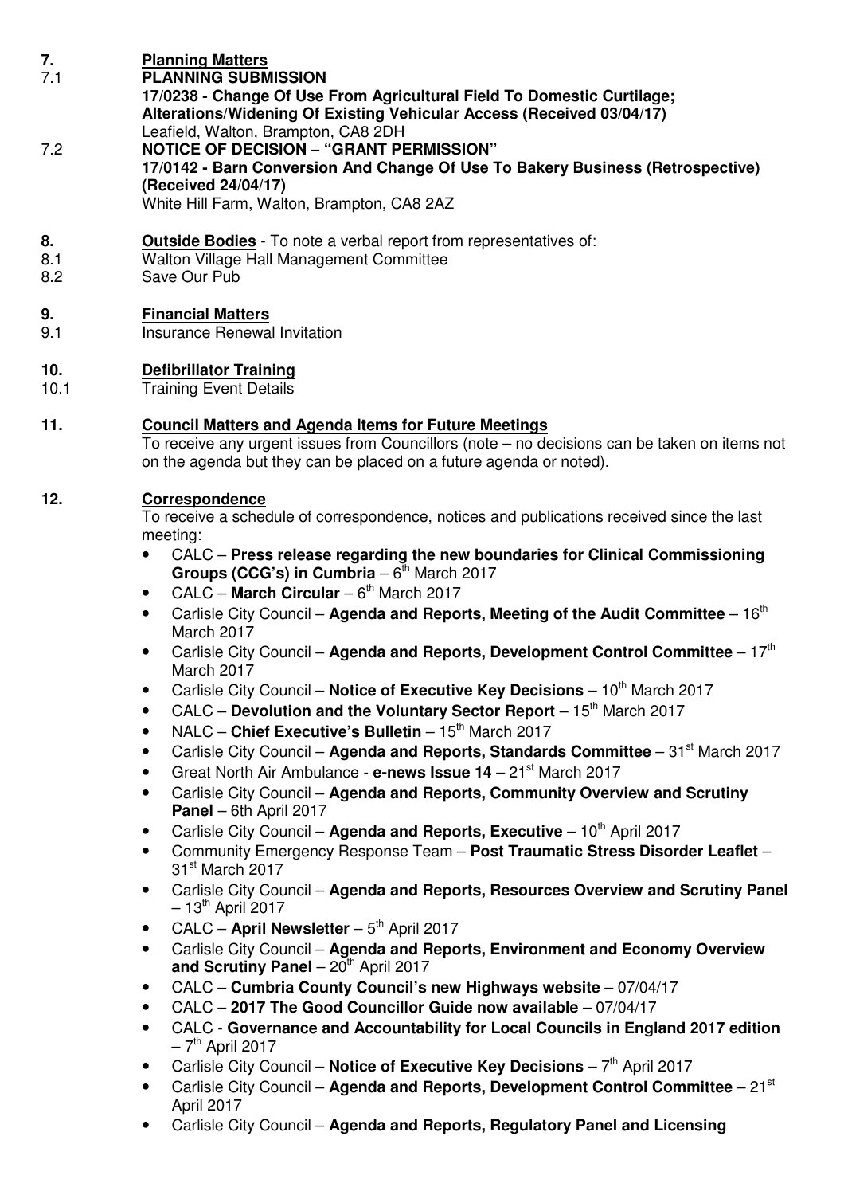**7.** **Planning Matters**

7.1 **PLANNING SUBMISSION**
**17/0238 - Change Of Use From Agricultural Field To Domestic Curtilage; Alterations/Widening Of Existing Vehicular Access (Received 03/04/17)**
Leafield, Walton, Brampton, CA8 2DH

7.2 **NOTICE OF DECISION – "GRANT PERMISSION"**
**17/0142 - Barn Conversion And Change Of Use To Bakery Business (Retrospective) (Received 24/04/17)**
White Hill Farm, Walton, Brampton, CA8 2AZ

**8.** **Outside Bodies** - To note a verbal report from representatives of:

8.1 Walton Village Hall Management Committee

8.2 Save Our Pub

**9.** **Financial Matters**

9.1 Insurance Renewal Invitation

**10.** **Defibrillator Training**

10.1 Training Event Details

**11.** **Council Matters and Agenda Items for Future Meetings**

To receive any urgent issues from Councillors (note – no decisions can be taken on items not on the agenda but they can be placed on a future agenda or noted).

**12.** **Correspondence**

To receive a schedule of correspondence, notices and publications received since the last meeting:

- CALC – **Press release regarding the new boundaries for Clinical Commissioning Groups (CCG's) in Cumbria** – 6th March 2017
- CALC – **March Circular** – 6th March 2017
- Carlisle City Council – **Agenda and Reports, Meeting of the Audit Committee** – 16th March 2017
- Carlisle City Council – **Agenda and Reports, Development Control Committee** – 17th March 2017
- Carlisle City Council – **Notice of Executive Key Decisions** – 10th March 2017
- CALC – **Devolution and the Voluntary Sector Report** – 15th March 2017
- NALC – **Chief Executive's Bulletin** – 15th March 2017
- Carlisle City Council – **Agenda and Reports, Standards Committee** – 31st March 2017
- Great North Air Ambulance - **e-news Issue 14** – 21st March 2017
- Carlisle City Council – **Agenda and Reports, Community Overview and Scrutiny Panel** – 6th April 2017
- Carlisle City Council – **Agenda and Reports, Executive** – 10th April 2017
- Community Emergency Response Team – **Post Traumatic Stress Disorder Leaflet** – 31st March 2017
- Carlisle City Council – **Agenda and Reports, Resources Overview and Scrutiny Panel** – 13th April 2017
- CALC – **April Newsletter** – 5th April 2017
- Carlisle City Council – **Agenda and Reports, Environment and Economy Overview and Scrutiny Panel** – 20th April 2017
- CALC – **Cumbria County Council's new Highways website** – 07/04/17
- CALC – **2017 The Good Councillor Guide now available** – 07/04/17
- CALC - **Governance and Accountability for Local Councils in England 2017 edition** – 7th April 2017
- Carlisle City Council – **Notice of Executive Key Decisions** – 7th April 2017
- Carlisle City Council – **Agenda and Reports, Development Control Committee** – 21st April 2017
- Carlisle City Council – **Agenda and Reports, Regulatory Panel and Licensing**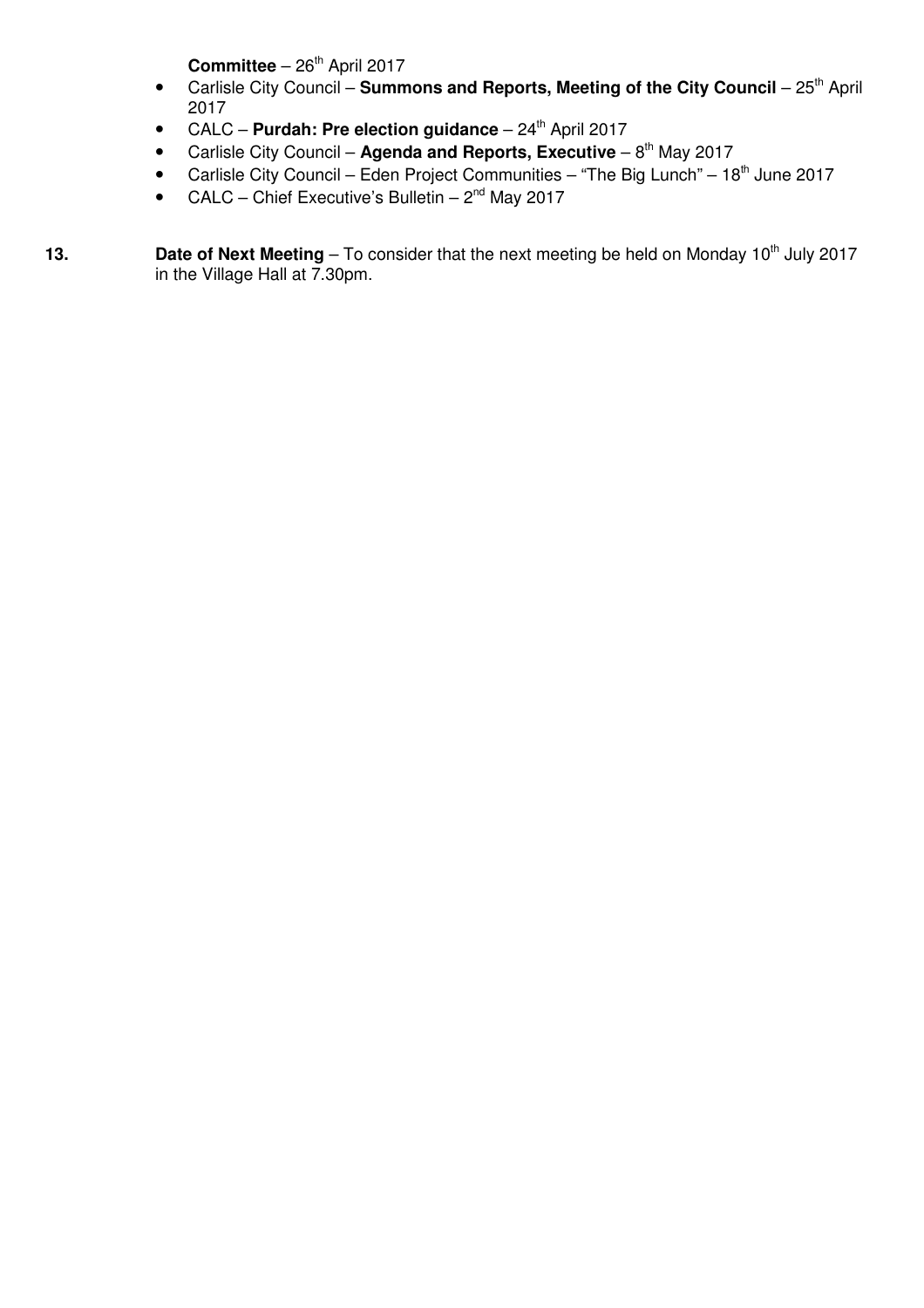**Committee** – 26th April 2017

- Carlisle City Council – **Summons and Reports, Meeting of the City Council** – 25th April 2017
- CALC – **Purdah: Pre election guidance** – 24th April 2017
- Carlisle City Council – **Agenda and Reports, Executive** – 8th May 2017
- Carlisle City Council – Eden Project Communities – "The Big Lunch" – 18th June 2017
- CALC – Chief Executive's Bulletin – 2nd May 2017

**13.** **Date of Next Meeting** – To consider that the next meeting be held on Monday 10th July 2017 in the Village Hall at 7.30pm.